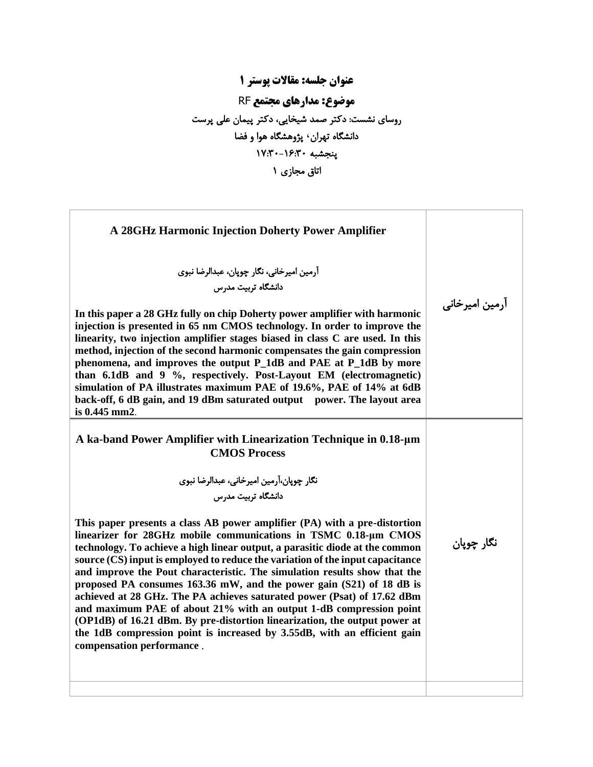**عنوان جلسه: مقالات پوستر ۱**

**موضوع: مدارهای مجتمع RF**

روسای نشست: دکتر صمد شیخایی، دکتر پیمان علی پرست

دانشگاه تهران، پژوهشگاه هوا و فضا

پنجشبه ۱۶:۳۰-۱۷:۳۰

اتاق مجازی ۱

| | |
|---|---|
| **A 28GHz Harmonic Injection Doherty Power Amplifier**<br><br>آرمین امیرخانی، نگار چوپان، عبدالرضا نبوی<br>دانشگاه تربیت مدرس<br><br>**In this paper a 28 GHz fully on chip Doherty power amplifier with harmonic injection is presented in 65 nm CMOS technology. In order to improve the linearity, two injection amplifier stages biased in class C are used. In this method, injection of the second harmonic compensates the gain compression phenomena, and improves the output P_1dB and PAE at P_1dB by more than 6.1dB and 9 %, respectively. Post-Layout EM (electromagnetic) simulation of PA illustrates maximum PAE of 19.6%, PAE of 14% at 6dB back-off, 6 dB gain, and 19 dBm saturated output power. The layout area is 0.445 mm2**. | آرمین امیرخانی |
| **A ka-band Power Amplifier with Linearization Technique in 0.18-μm CMOS Process**<br><br>نگار چوپان،آرمین امیرخانی، عبدالرضا نبوی<br>دانشگاه تربیت مدرس<br><br>**This paper presents a class AB power amplifier (PA) with a pre-distortion linearizer for 28GHz mobile communications in TSMC 0.18-μm CMOS technology. To achieve a high linear output, a parasitic diode at the common source (CS) input is employed to reduce the variation of the input capacitance and improve the Pout characteristic. The simulation results show that the proposed PA consumes 163.36 mW, and the power gain (S21) of 18 dB is achieved at 28 GHz. The PA achieves saturated power (Psat) of 17.62 dBm and maximum PAE of about 21% with an output 1-dB compression point (OP1dB) of 16.21 dBm. By pre-distortion linearization, the output power at the 1dB compression point is increased by 3.55dB, with an efficient gain compensation performance** . | نگار چوپان |
| | |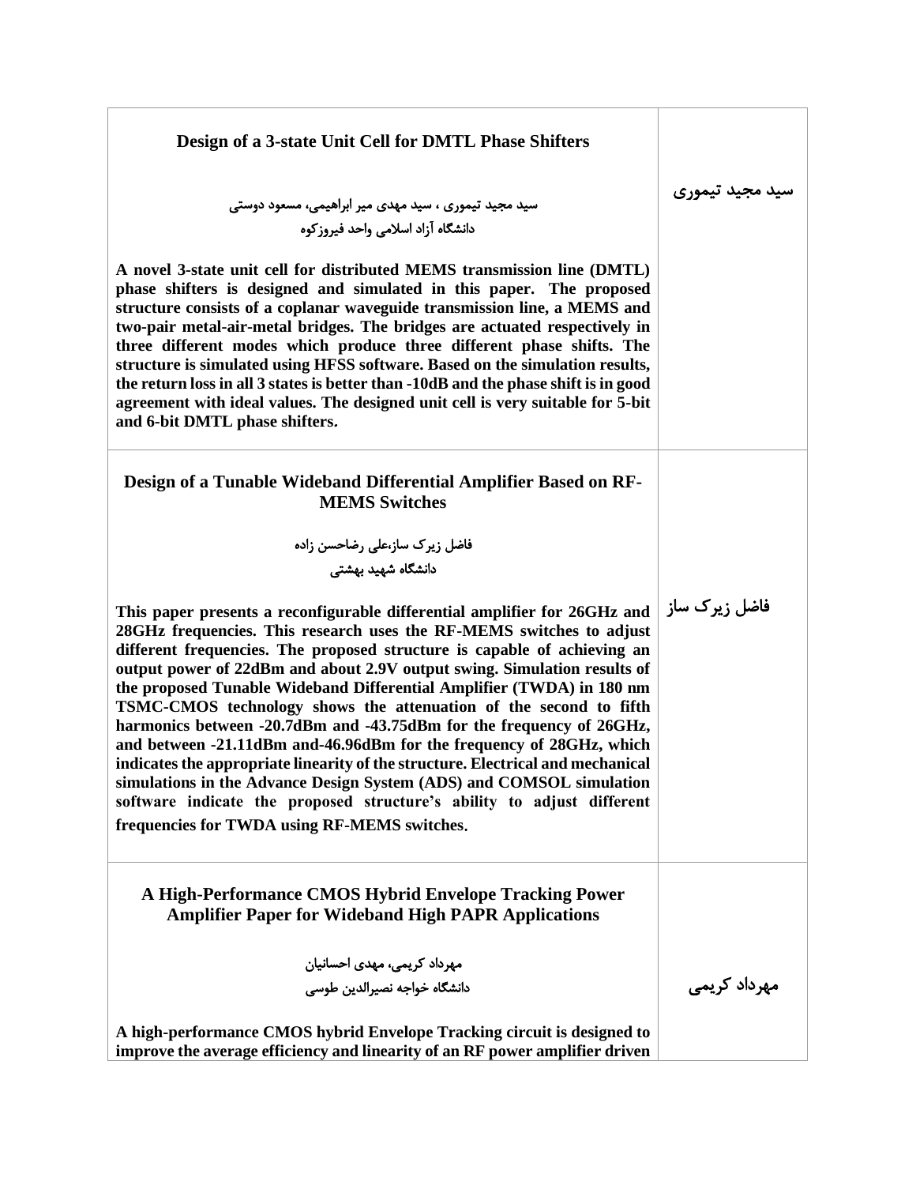| | |
|---|---|
| **Design of a 3-state Unit Cell for DMTL Phase Shifters**<br><br>سید مجید تیموری ، سید مهدی میر ابراهیمی، مسعود دوستی<br>دانشگاه آزاد اسلامی واحد فیروزکوه<br><br>**A novel 3-state unit cell for distributed MEMS transmission line (DMTL) phase shifters is designed and simulated in this paper. The proposed structure consists of a coplanar waveguide transmission line, a MEMS and two-pair metal-air-metal bridges. The bridges are actuated respectively in three different modes which produce three different phase shifts. The structure is simulated using HFSS software. Based on the simulation results, the return loss in all 3 states is better than -10dB and the phase shift is in good agreement with ideal values. The designed unit cell is very suitable for 5-bit and 6-bit DMTL phase shifters.** | سید مجید تیموری |
| **Design of a Tunable Wideband Differential Amplifier Based on RF-MEMS Switches**<br><br>فاضل زیرک ساز،علی رضاحسن زاده<br>دانشگاه شهید بهشتی<br><br>**This paper presents a reconfigurable differential amplifier for 26GHz and 28GHz frequencies. This research uses the RF-MEMS switches to adjust different frequencies. The proposed structure is capable of achieving an output power of 22dBm and about 2.9V output swing. Simulation results of the proposed Tunable Wideband Differential Amplifier (TWDA) in 180 nm TSMC-CMOS technology shows the attenuation of the second to fifth harmonics between -20.7dBm and -43.75dBm for the frequency of 26GHz, and between -21.11dBm and-46.96dBm for the frequency of 28GHz, which indicates the appropriate linearity of the structure. Electrical and mechanical simulations in the Advance Design System (ADS) and COMSOL simulation software indicate the proposed structure's ability to adjust different frequencies for TWDA using RF-MEMS switches.** | فاضل زیرک ساز |
| **A High-Performance CMOS Hybrid Envelope Tracking Power Amplifier Paper for Wideband High PAPR Applications**<br><br>مهرداد کریمی، مهدی احسانیان<br>دانشگاه خواجه نصیرالدین طوسی<br><br>**A high-performance CMOS hybrid Envelope Tracking circuit is designed to improve the average efficiency and linearity of an RF power amplifier driven** | مهرداد کریمی |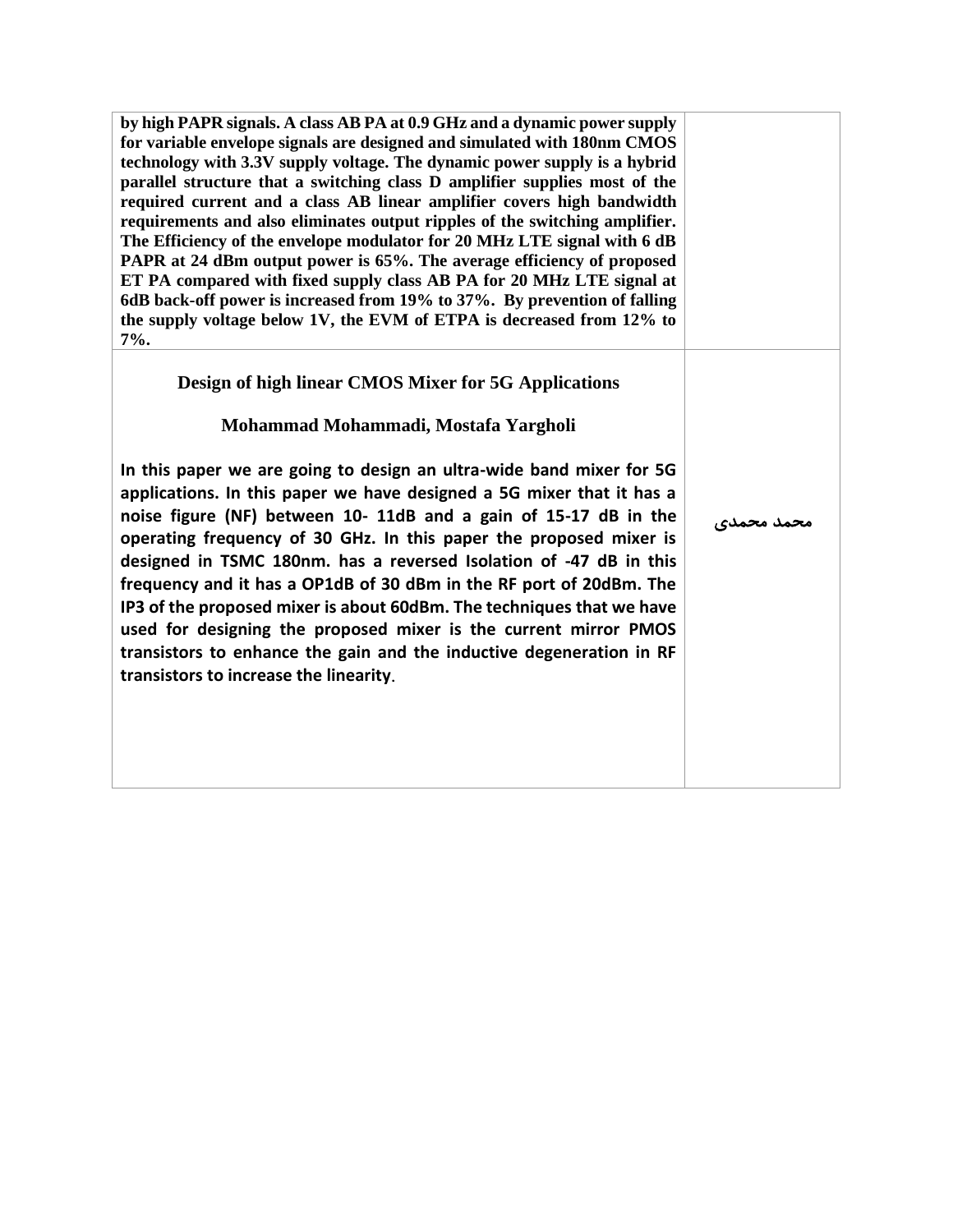| | |
|---|---|
| **by high PAPR signals. A class AB PA at 0.9 GHz and a dynamic power supply for variable envelope signals are designed and simulated with 180nm CMOS technology with 3.3V supply voltage. The dynamic power supply is a hybrid parallel structure that a switching class D amplifier supplies most of the required current and a class AB linear amplifier covers high bandwidth requirements and also eliminates output ripples of the switching amplifier. The Efficiency of the envelope modulator for 20 MHz LTE signal with 6 dB PAPR at 24 dBm output power is 65%. The average efficiency of proposed ET PA compared with fixed supply class AB PA for 20 MHz LTE signal at 6dB back-off power is increased from 19% to 37%. By prevention of falling the supply voltage below 1V, the EVM of ETPA is decreased from 12% to 7%.** | |
| **Design of high linear CMOS Mixer for 5G Applications**<br><br>**Mohammad Mohammadi, Mostafa Yargholi**<br><br>**In this paper we are going to design an ultra-wide band mixer for 5G applications. In this paper we have designed a 5G mixer that it has a noise figure (NF) between 10- 11dB and a gain of 15-17 dB in the operating frequency of 30 GHz. In this paper the proposed mixer is designed in TSMC 180nm. has a reversed Isolation of -47 dB in this frequency and it has a OP1dB of 30 dBm in the RF port of 20dBm. The IP3 of the proposed mixer is about 60dBm. The techniques that we have used for designing the proposed mixer is the current mirror PMOS transistors to enhance the gain and the inductive degeneration in RF transistors to increase the linearity**. | **محمد محمدی** |